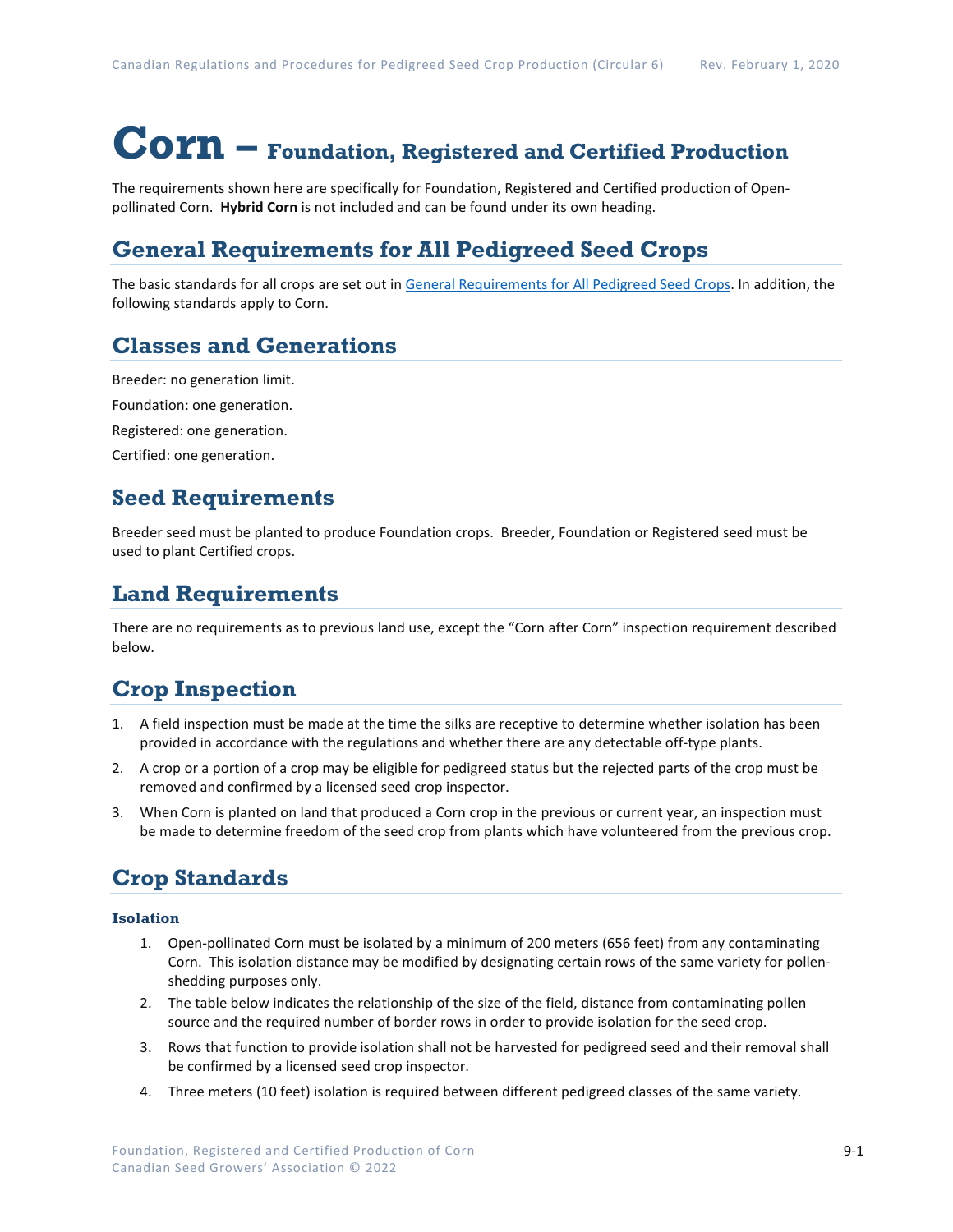# Corn – Foundation, Registered and Certified Production

The requirements shown here are specifically for Foundation, Registered and Certified production of Open-pollinated Corn. **Hybrid Corn** is not included and can be found under its own heading.

## General Requirements for All Pedigreed Seed Crops

The basic standards for all crops are set out in [General Requirements for All Pedigreed Seed Crops](). In addition, the following standards apply to Corn.

## Classes and Generations

Breeder: no generation limit.

Foundation: one generation.

Registered: one generation.

Certified: one generation.

## Seed Requirements

Breeder seed must be planted to produce Foundation crops. Breeder, Foundation or Registered seed must be used to plant Certified crops.

## Land Requirements

There are no requirements as to previous land use, except the "Corn after Corn" inspection requirement described below.

## Crop Inspection

1. A field inspection must be made at the time the silks are receptive to determine whether isolation has been provided in accordance with the regulations and whether there are any detectable off-type plants.
2. A crop or a portion of a crop may be eligible for pedigreed status but the rejected parts of the crop must be removed and confirmed by a licensed seed crop inspector.
3. When Corn is planted on land that produced a Corn crop in the previous or current year, an inspection must be made to determine freedom of the seed crop from plants which have volunteered from the previous crop.

## Crop Standards

### Isolation

1. Open-pollinated Corn must be isolated by a minimum of 200 meters (656 feet) from any contaminating Corn. This isolation distance may be modified by designating certain rows of the same variety for pollen-shedding purposes only.
2. The table below indicates the relationship of the size of the field, distance from contaminating pollen source and the required number of border rows in order to provide isolation for the seed crop.
3. Rows that function to provide isolation shall not be harvested for pedigreed seed and their removal shall be confirmed by a licensed seed crop inspector.
4. Three meters (10 feet) isolation is required between different pedigreed classes of the same variety.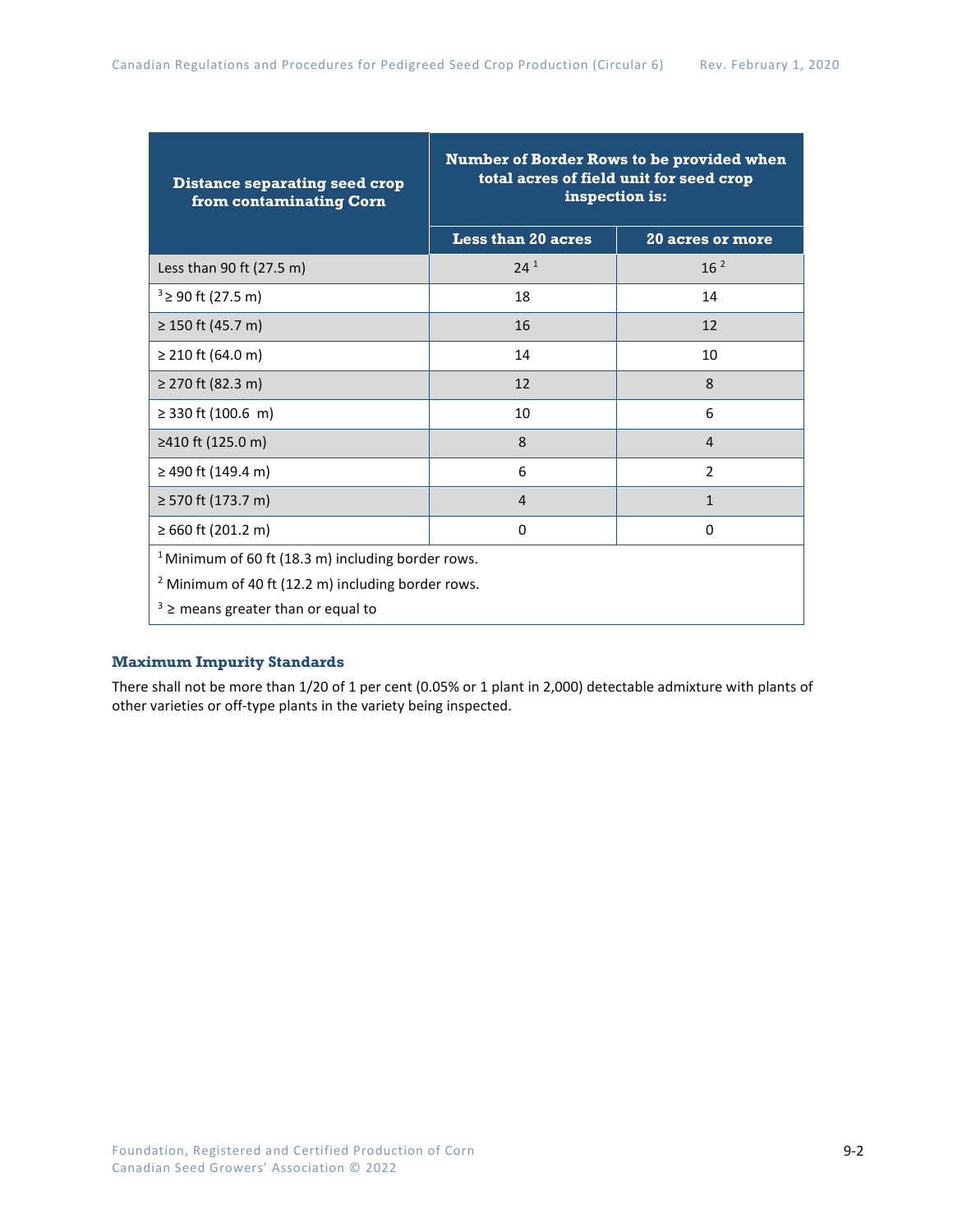| Distance separating seed crop from contaminating Corn | Number of Border Rows to be provided when total acres of field unit for seed crop inspection is: | |
|---|---|---|
| | Less than 20 acres | 20 acres or more |
| Less than 90 ft (27.5 m) | 24 [1] | 16 [2] |
| [3] ≥ 90 ft (27.5 m) | 18 | 14 |
| ≥ 150 ft (45.7 m) | 16 | 12 |
| ≥ 210 ft (64.0 m) | 14 | 10 |
| ≥ 270 ft (82.3 m) | 12 | 8 |
| ≥ 330 ft (100.6 m) | 10 | 6 |
| ≥410 ft (125.0 m) | 8 | 4 |
| ≥ 490 ft (149.4 m) | 6 | 2 |
| ≥ 570 ft (173.7 m) | 4 | 1 |
| ≥ 660 ft (201.2 m) | 0 | 0 |

[1] Minimum of 60 ft (18.3 m) including border rows.

[2] Minimum of 40 ft (12.2 m) including border rows.

[3] ≥ means greater than or equal to

### Maximum Impurity Standards

There shall not be more than 1/20 of 1 per cent (0.05% or 1 plant in 2,000) detectable admixture with plants of other varieties or off-type plants in the variety being inspected.